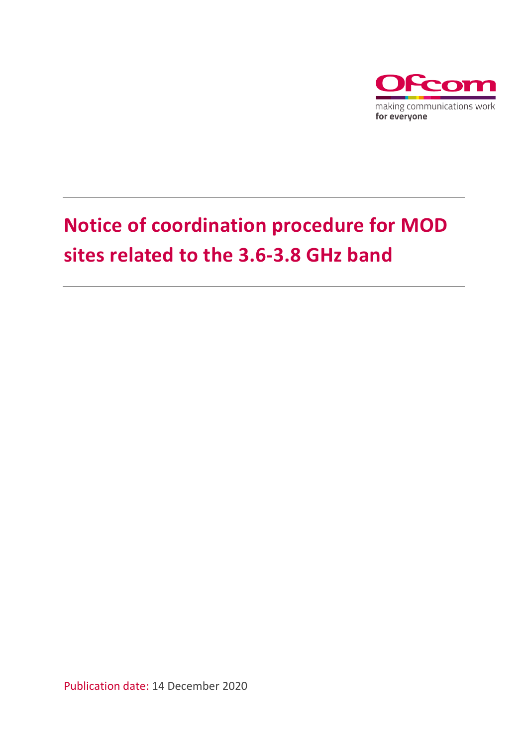# Notice of coordination procedure for MOD sites related to the 3.6-3.8 GHz band

Publication date: 14 December 2020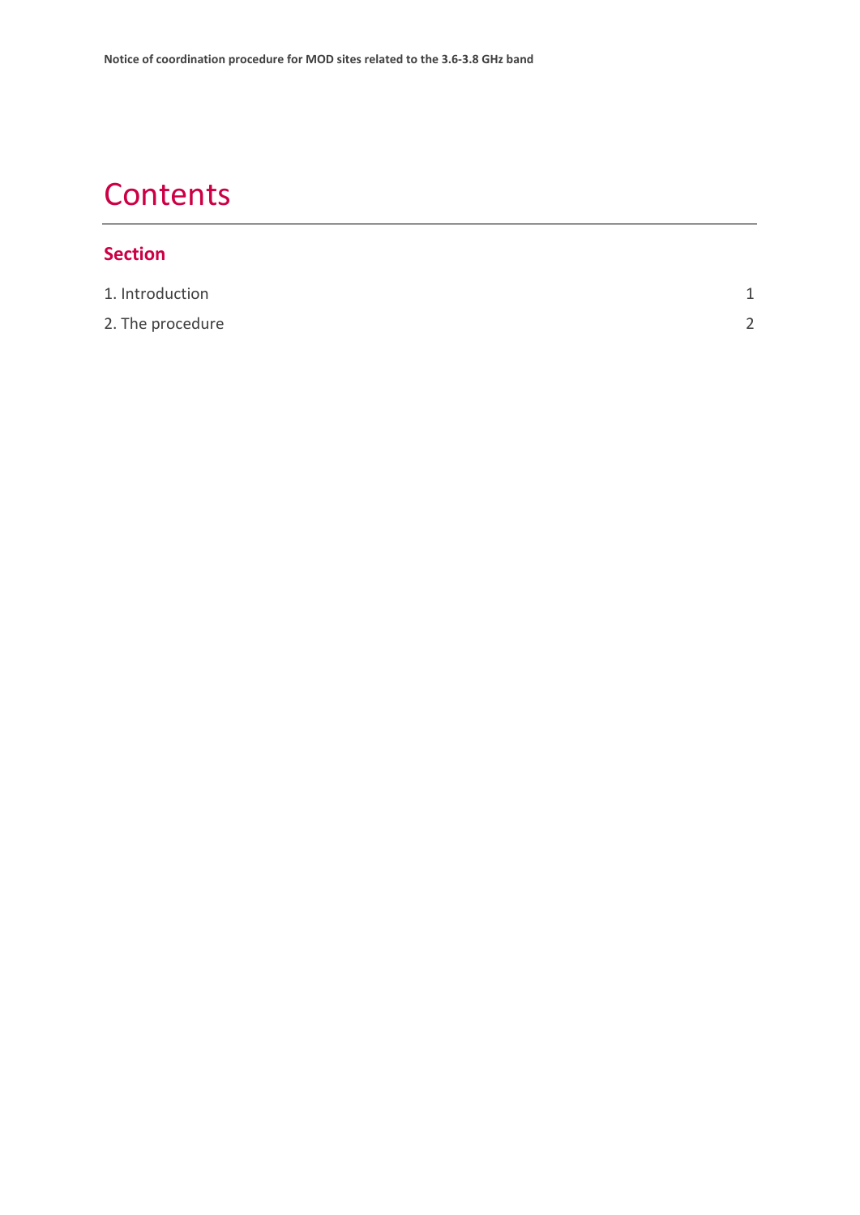# Contents

**Section**

| | |
|---|---|
| 1. Introduction | 1 |
| 2. The procedure | 2 |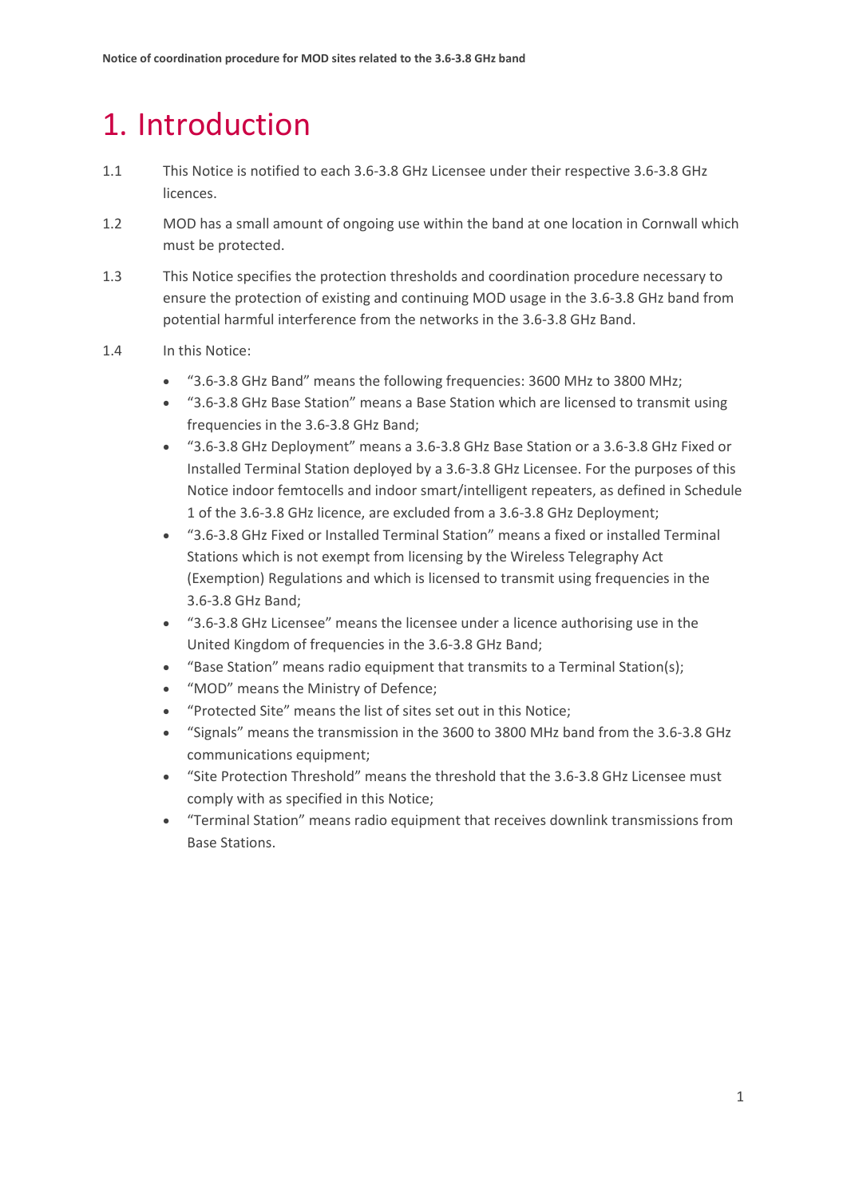# 1. Introduction

1.1 This Notice is notified to each 3.6-3.8 GHz Licensee under their respective 3.6-3.8 GHz licences.

1.2 MOD has a small amount of ongoing use within the band at one location in Cornwall which must be protected.

1.3 This Notice specifies the protection thresholds and coordination procedure necessary to ensure the protection of existing and continuing MOD usage in the 3.6-3.8 GHz band from potential harmful interference from the networks in the 3.6-3.8 GHz Band.

1.4 In this Notice:

- "3.6-3.8 GHz Band" means the following frequencies: 3600 MHz to 3800 MHz;
- "3.6-3.8 GHz Base Station" means a Base Station which are licensed to transmit using frequencies in the 3.6-3.8 GHz Band;
- "3.6-3.8 GHz Deployment" means a 3.6-3.8 GHz Base Station or a 3.6-3.8 GHz Fixed or Installed Terminal Station deployed by a 3.6-3.8 GHz Licensee. For the purposes of this Notice indoor femtocells and indoor smart/intelligent repeaters, as defined in Schedule 1 of the 3.6-3.8 GHz licence, are excluded from a 3.6-3.8 GHz Deployment;
- "3.6-3.8 GHz Fixed or Installed Terminal Station" means a fixed or installed Terminal Stations which is not exempt from licensing by the Wireless Telegraphy Act (Exemption) Regulations and which is licensed to transmit using frequencies in the 3.6-3.8 GHz Band;
- "3.6-3.8 GHz Licensee" means the licensee under a licence authorising use in the United Kingdom of frequencies in the 3.6-3.8 GHz Band;
- "Base Station" means radio equipment that transmits to a Terminal Station(s);
- "MOD" means the Ministry of Defence;
- "Protected Site" means the list of sites set out in this Notice;
- "Signals" means the transmission in the 3600 to 3800 MHz band from the 3.6-3.8 GHz communications equipment;
- "Site Protection Threshold" means the threshold that the 3.6-3.8 GHz Licensee must comply with as specified in this Notice;
- "Terminal Station" means radio equipment that receives downlink transmissions from Base Stations.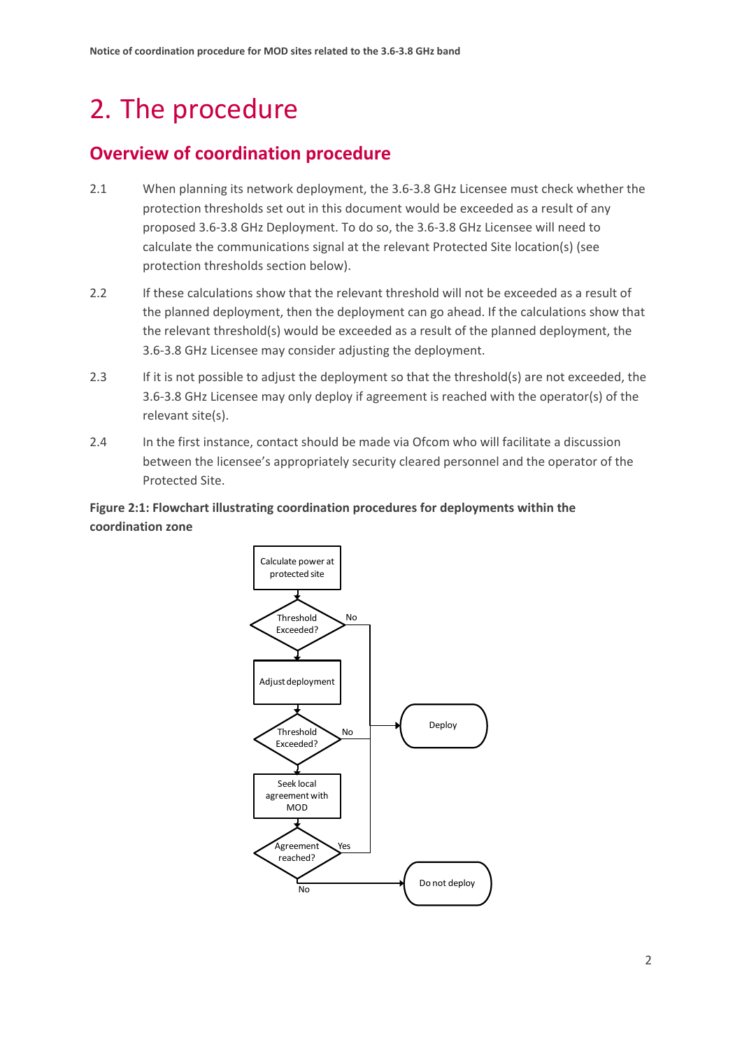# 2. The procedure

## Overview of coordination procedure

2.1 When planning its network deployment, the 3.6-3.8 GHz Licensee must check whether the protection thresholds set out in this document would be exceeded as a result of any proposed 3.6-3.8 GHz Deployment. To do so, the 3.6-3.8 GHz Licensee will need to calculate the communications signal at the relevant Protected Site location(s) (see protection thresholds section below).

2.2 If these calculations show that the relevant threshold will not be exceeded as a result of the planned deployment, then the deployment can go ahead. If the calculations show that the relevant threshold(s) would be exceeded as a result of the planned deployment, the 3.6-3.8 GHz Licensee may consider adjusting the deployment.

2.3 If it is not possible to adjust the deployment so that the threshold(s) are not exceeded, the 3.6-3.8 GHz Licensee may only deploy if agreement is reached with the operator(s) of the relevant site(s).

2.4 In the first instance, contact should be made via Ofcom who will facilitate a discussion between the licensee's appropriately security cleared personnel and the operator of the Protected Site.

**Figure 2:1: Flowchart illustrating coordination procedures for deployments within the coordination zone**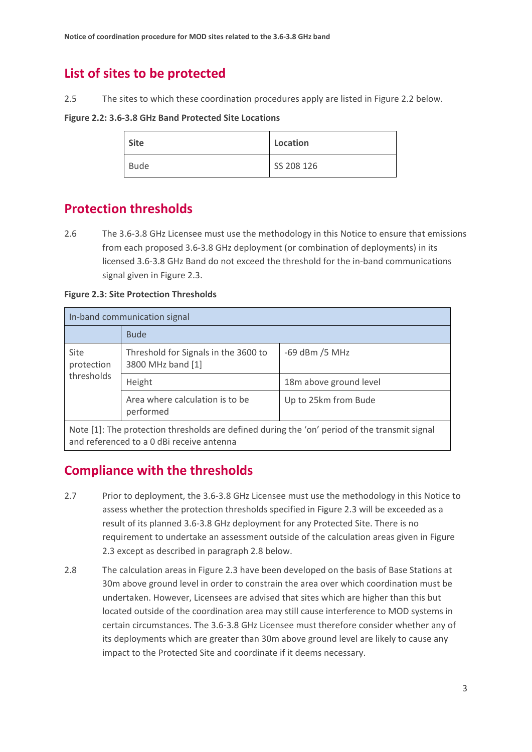## List of sites to be protected

2.5 The sites to which these coordination procedures apply are listed in Figure 2.2 below.

**Figure 2.2: 3.6-3.8 GHz Band Protected Site Locations**

| Site | Location |
|---|---|
| Bude | SS 208 126 |

## Protection thresholds

2.6 The 3.6-3.8 GHz Licensee must use the methodology in this Notice to ensure that emissions from each proposed 3.6-3.8 GHz deployment (or combination of deployments) in its licensed 3.6-3.8 GHz Band do not exceed the threshold for the in-band communications signal given in Figure 2.3.

**Figure 2.3: Site Protection Thresholds**

| In-band communication signal | | |
|---|---|---|
| | Bude | |
| Site protection thresholds | Threshold for Signals in the 3600 to 3800 MHz band [1] | -69 dBm /5 MHz |
| | Height | 18m above ground level |
| | Area where calculation is to be performed | Up to 25km from Bude |
| Note [1]: The protection thresholds are defined during the 'on' period of the transmit signal and referenced to a 0 dBi receive antenna | | |

## Compliance with the thresholds

2.7 Prior to deployment, the 3.6-3.8 GHz Licensee must use the methodology in this Notice to assess whether the protection thresholds specified in Figure 2.3 will be exceeded as a result of its planned 3.6-3.8 GHz deployment for any Protected Site. There is no requirement to undertake an assessment outside of the calculation areas given in Figure 2.3 except as described in paragraph 2.8 below.

2.8 The calculation areas in Figure 2.3 have been developed on the basis of Base Stations at 30m above ground level in order to constrain the area over which coordination must be undertaken. However, Licensees are advised that sites which are higher than this but located outside of the coordination area may still cause interference to MOD systems in certain circumstances. The 3.6-3.8 GHz Licensee must therefore consider whether any of its deployments which are greater than 30m above ground level are likely to cause any impact to the Protected Site and coordinate if it deems necessary.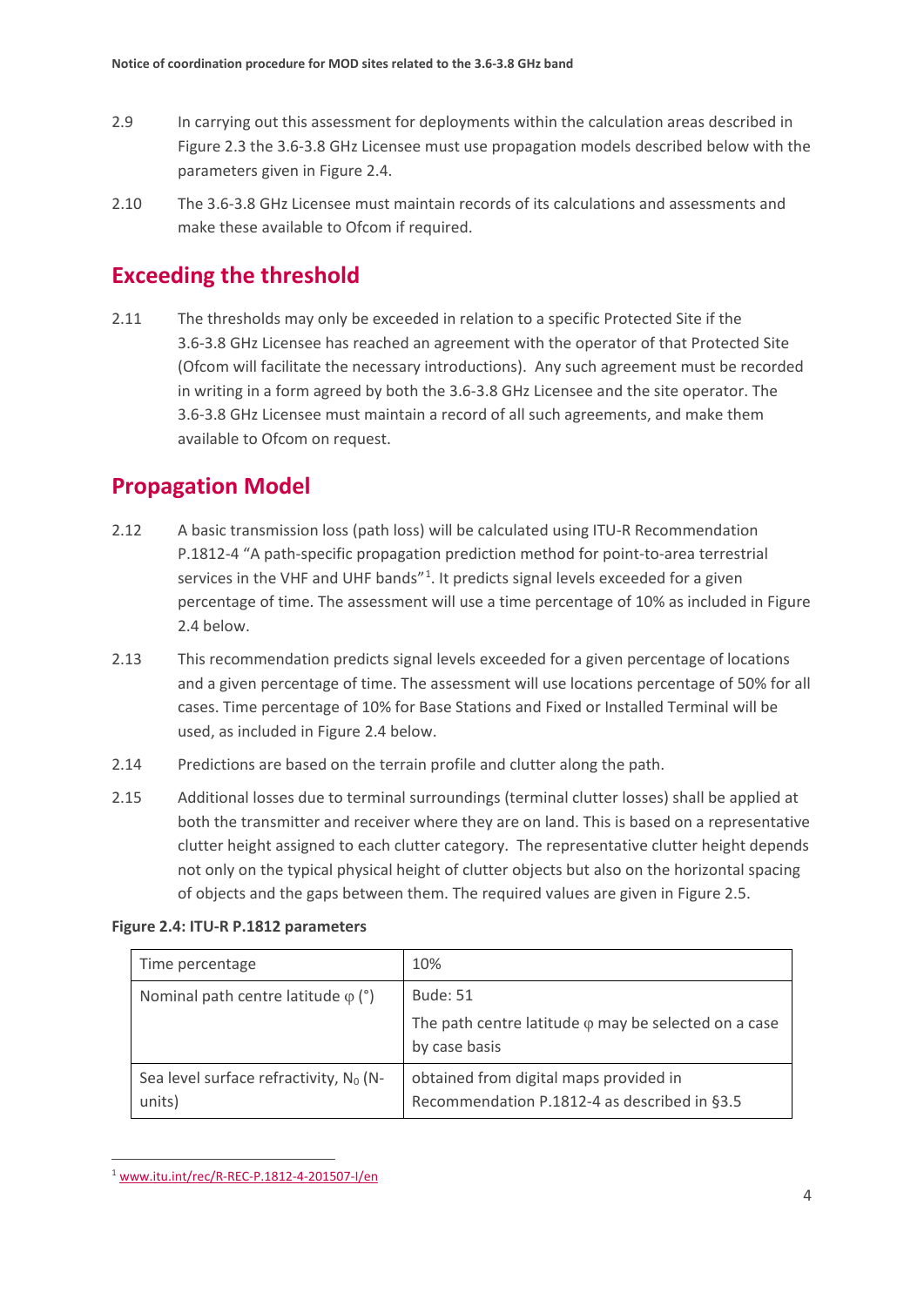2.9 In carrying out this assessment for deployments within the calculation areas described in Figure 2.3 the 3.6-3.8 GHz Licensee must use propagation models described below with the parameters given in Figure 2.4.

2.10 The 3.6-3.8 GHz Licensee must maintain records of its calculations and assessments and make these available to Ofcom if required.

## Exceeding the threshold

2.11 The thresholds may only be exceeded in relation to a specific Protected Site if the 3.6-3.8 GHz Licensee has reached an agreement with the operator of that Protected Site (Ofcom will facilitate the necessary introductions). Any such agreement must be recorded in writing in a form agreed by both the 3.6-3.8 GHz Licensee and the site operator. The 3.6-3.8 GHz Licensee must maintain a record of all such agreements, and make them available to Ofcom on request.

## Propagation Model

2.12 A basic transmission loss (path loss) will be calculated using ITU-R Recommendation P.1812-4 "A path-specific propagation prediction method for point-to-area terrestrial services in the VHF and UHF bands"[1]. It predicts signal levels exceeded for a given percentage of time. The assessment will use a time percentage of 10% as included in Figure 2.4 below.

2.13 This recommendation predicts signal levels exceeded for a given percentage of locations and a given percentage of time. The assessment will use locations percentage of 50% for all cases. Time percentage of 10% for Base Stations and Fixed or Installed Terminal will be used, as included in Figure 2.4 below.

2.14 Predictions are based on the terrain profile and clutter along the path.

2.15 Additional losses due to terminal surroundings (terminal clutter losses) shall be applied at both the transmitter and receiver where they are on land. This is based on a representative clutter height assigned to each clutter category. The representative clutter height depends not only on the typical physical height of clutter objects but also on the horizontal spacing of objects and the gaps between them. The required values are given in Figure 2.5.

**Figure 2.4: ITU-R P.1812 parameters**

| Time percentage | 10% |
|---|---|
| Nominal path centre latitude φ (°) | Bude: 51<br>The path centre latitude φ may be selected on a case by case basis |
| Sea level surface refractivity, $N_0$ (N-units) | obtained from digital maps provided in Recommendation P.1812-4 as described in §3.5 |

[1] www.itu.int/rec/R-REC-P.1812-4-201507-I/en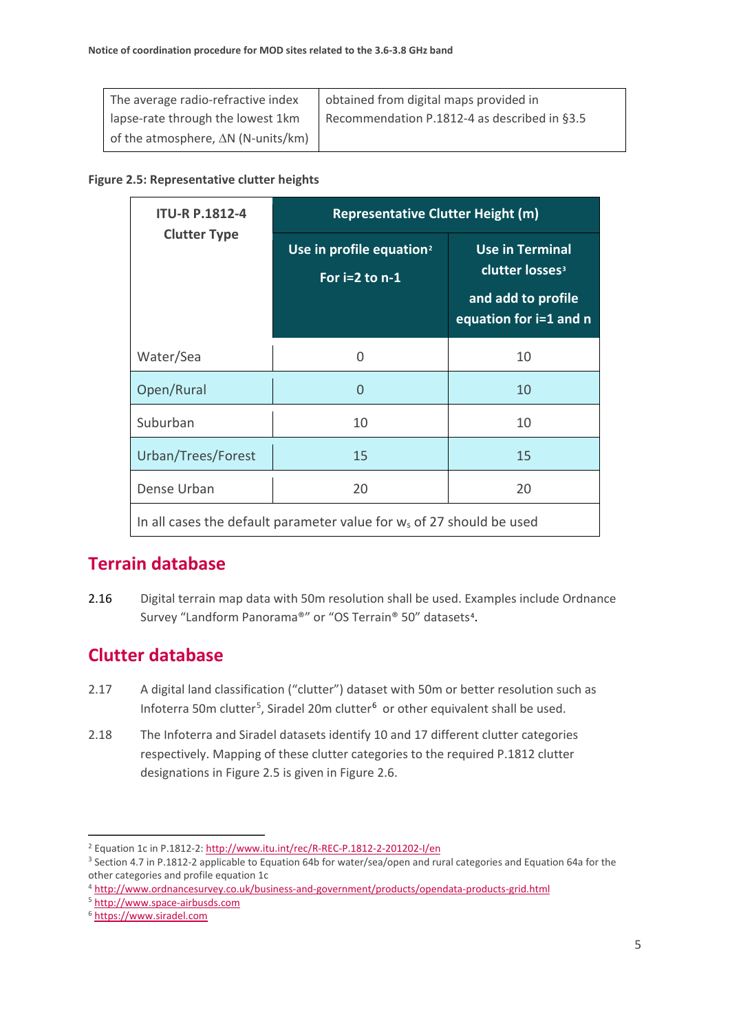| The average radio-refractive index lapse-rate through the lowest 1km of the atmosphere, ΔN (N-units/km) | obtained from digital maps provided in Recommendation P.1812-4 as described in §3.5 |
|---|---|

**Figure 2.5: Representative clutter heights**

| ITU-R P.1812-4 Clutter Type | Representative Clutter Height (m) | |
|---|---|---|
| | Use in profile equation[2] For i=2 to n-1 | Use in Terminal clutter losses[3] and add to profile equation for i=1 and n |
| Water/Sea | 0 | 10 |
| Open/Rural | 0 | 10 |
| Suburban | 10 | 10 |
| Urban/Trees/Forest | 15 | 15 |
| Dense Urban | 20 | 20 |
| In all cases the default parameter value for $w_s$ of 27 should be used | | |

## Terrain database

2.16 Digital terrain map data with 50m resolution shall be used. Examples include Ordnance Survey "Landform Panorama®" or "OS Terrain® 50" datasets[4].

## Clutter database

2.17 A digital land classification ("clutter") dataset with 50m or better resolution such as Infoterra 50m clutter[5], Siradel 20m clutter[6] or other equivalent shall be used.

2.18 The Infoterra and Siradel datasets identify 10 and 17 different clutter categories respectively. Mapping of these clutter categories to the required P.1812 clutter designations in Figure 2.5 is given in Figure 2.6.

---

[2] Equation 1c in P.1812-2: http://www.itu.int/rec/R-REC-P.1812-2-201202-I/en

[3] Section 4.7 in P.1812-2 applicable to Equation 64b for water/sea/open and rural categories and Equation 64a for the other categories and profile equation 1c

[4] http://www.ordnancesurvey.co.uk/business-and-government/products/opendata-products-grid.html

[5] http://www.space-airbusds.com

[6] https://www.siradel.com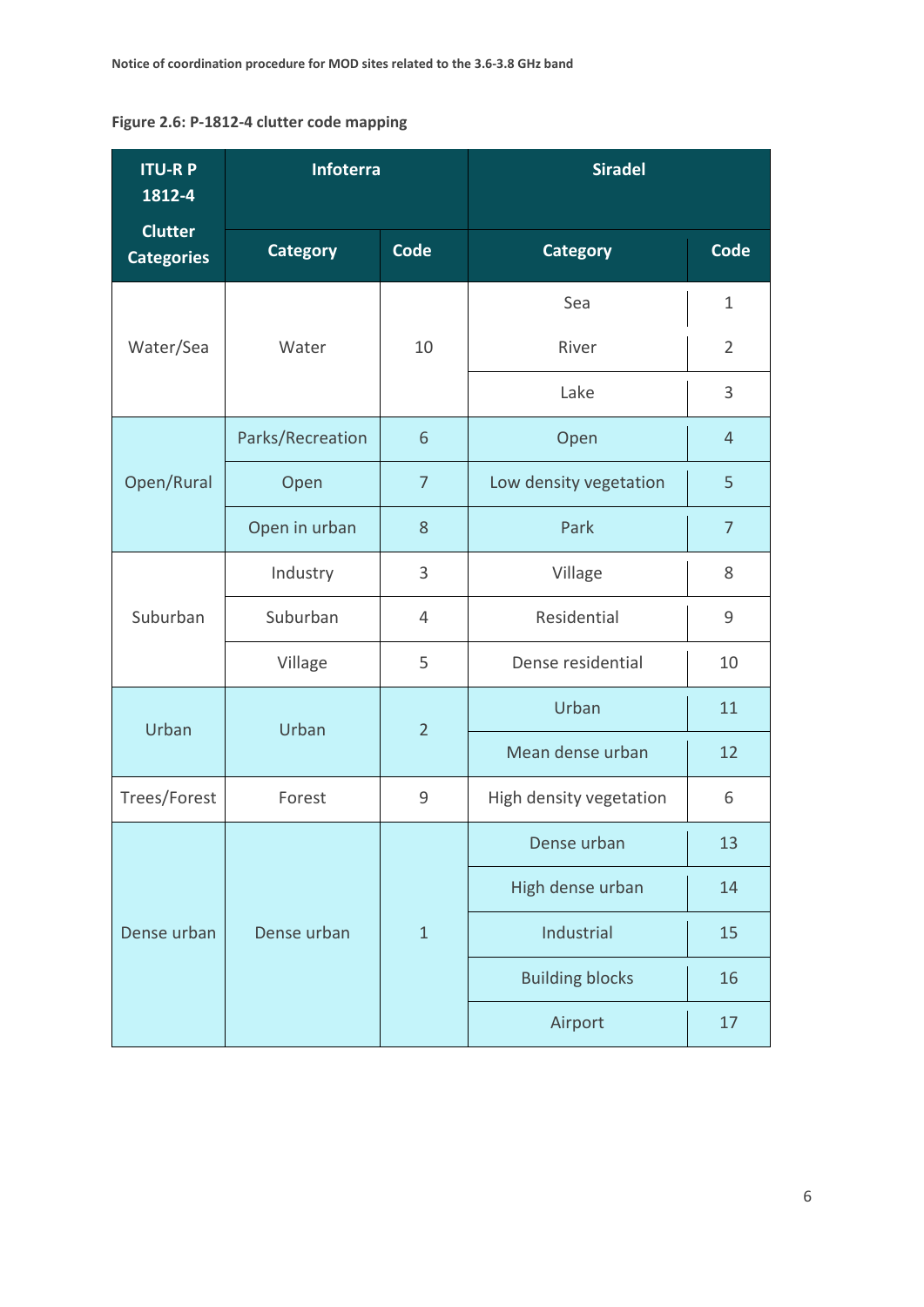**Figure 2.6: P-1812-4 clutter code mapping**

| ITU-R P 1812-4 Clutter Categories | Infoterra | | Siradel | |
|---|---|---|---|---|
| | Category | Code | Category | Code |
| Water/Sea | Water | 10 | Sea | 1 |
| | | | River | 2 |
| | | | Lake | 3 |
| Open/Rural | Parks/Recreation | 6 | Open | 4 |
| | Open | 7 | Low density vegetation | 5 |
| | Open in urban | 8 | Park | 7 |
| Suburban | Industry | 3 | Village | 8 |
| | Suburban | 4 | Residential | 9 |
| | Village | 5 | Dense residential | 10 |
| Urban | Urban | 2 | Urban | 11 |
| | | | Mean dense urban | 12 |
| Trees/Forest | Forest | 9 | High density vegetation | 6 |
| Dense urban | Dense urban | 1 | Dense urban | 13 |
| | | | High dense urban | 14 |
| | | | Industrial | 15 |
| | | | Building blocks | 16 |
| | | | Airport | 17 |